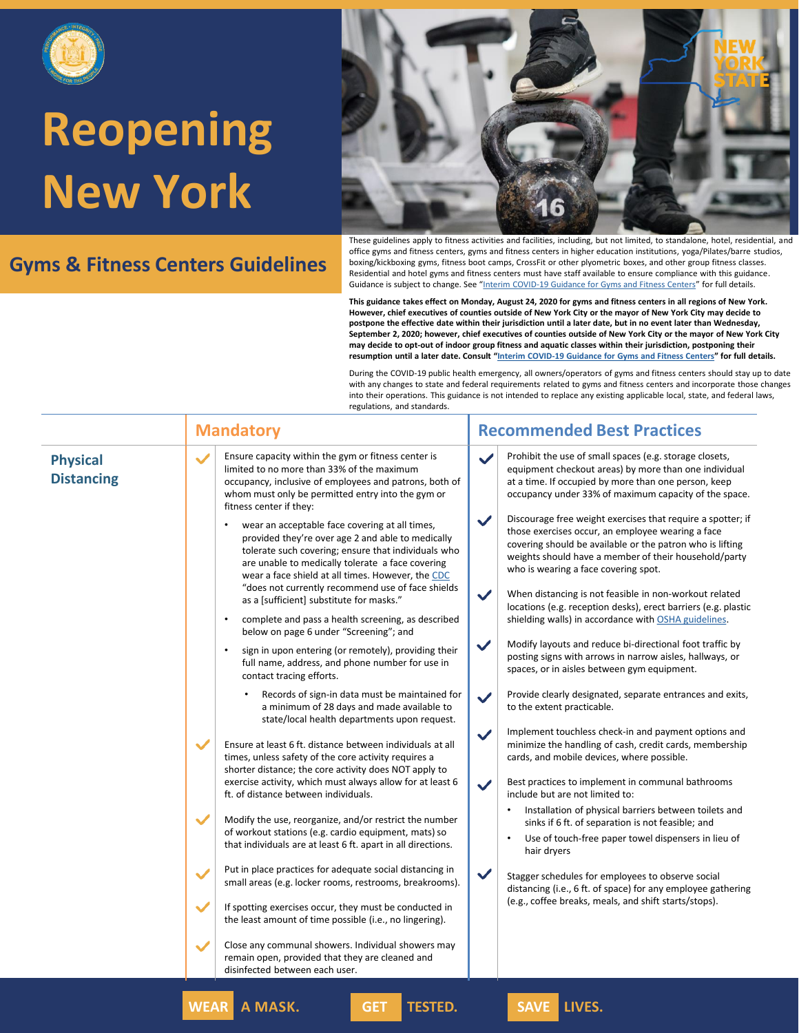# Reopening New York

## Gyms & Fitness Centers Guidelines

These guidelines apply to fitness activities and facilities, including, but not limited, to standalone, hotel, residential, and office gyms and fitness centers, gyms and fitness centers in higher education institutions, yoga/Pilates/barre studios, boxing/kickboxing gyms, fitness boot camps, CrossFit or other plyometric boxes, and other group fitness classes. Residential and hotel gyms and fitness centers must have staff available to ensure compliance with this guidance. Guidance is subject to change. See "Interim COVID-19 Guidance for Gyms and Fitness Centers" for full details.

**This guidance takes effect on Monday, August 24, 2020 for gyms and fitness centers in all regions of New York. However, chief executives of counties outside of New York City or the mayor of New York City may decide to postpone the effective date within their jurisdiction until a later date, but in no event later than Wednesday, September 2, 2020; however, chief executives of counties outside of New York City or the mayor of New York City may decide to opt-out of indoor group fitness and aquatic classes within their jurisdiction, postponing their resumption until a later date. Consult "Interim COVID-19 Guidance for Gyms and Fitness Centers" for full details.**

During the COVID-19 public health emergency, all owners/operators of gyms and fitness centers should stay up to date with any changes to state and federal requirements related to gyms and fitness centers and incorporate those changes into their operations. This guidance is not intended to replace any existing applicable local, state, and federal laws, regulations, and standards.

## Physical Distancing

### Mandatory

- Ensure capacity within the gym or fitness center is limited to no more than 33% of the maximum occupancy, inclusive of employees and patrons, both of whom must only be permitted entry into the gym or fitness center if they:
  - wear an acceptable face covering at all times, provided they're over age 2 and able to medically tolerate such covering; ensure that individuals who are unable to medically tolerate a face covering wear a face shield at all times. However, the CDC "does not currently recommend use of face shields as a [sufficient] substitute for masks."
  - complete and pass a health screening, as described below on page 6 under "Screening"; and
  - sign in upon entering (or remotely), providing their full name, address, and phone number for use in contact tracing efforts.
    - Records of sign-in data must be maintained for a minimum of 28 days and made available to state/local health departments upon request.
- Ensure at least 6 ft. distance between individuals at all times, unless safety of the core activity requires a shorter distance; the core activity does NOT apply to exercise activity, which must always allow for at least 6 ft. of distance between individuals.
- Modify the use, reorganize, and/or restrict the number of workout stations (e.g. cardio equipment, mats) so that individuals are at least 6 ft. apart in all directions.
- Put in place practices for adequate social distancing in small areas (e.g. locker rooms, restrooms, breakrooms).
- If spotting exercises occur, they must be conducted in the least amount of time possible (i.e., no lingering).
- Close any communal showers. Individual showers may remain open, provided that they are cleaned and disinfected between each user.

### Recommended Best Practices

- Prohibit the use of small spaces (e.g. storage closets, equipment checkout areas) by more than one individual at a time. If occupied by more than one person, keep occupancy under 33% of maximum capacity of the space.
- Discourage free weight exercises that require a spotter; if those exercises occur, an employee wearing a face covering should be available or the patron who is lifting weights should have a member of their household/party who is wearing a face covering spot.
- When distancing is not feasible in non-workout related locations (e.g. reception desks), erect barriers (e.g. plastic shielding walls) in accordance with OSHA guidelines.
- Modify layouts and reduce bi-directional foot traffic by posting signs with arrows in narrow aisles, hallways, or spaces, or in aisles between gym equipment.
- Provide clearly designated, separate entrances and exits, to the extent practicable.
- Implement touchless check-in and payment options and minimize the handling of cash, credit cards, membership cards, and mobile devices, where possible.
- Best practices to implement in communal bathrooms include but are not limited to:
  - Installation of physical barriers between toilets and sinks if 6 ft. of separation is not feasible; and
  - Use of touch-free paper towel dispensers in lieu of hair dryers
- Stagger schedules for employees to observe social distancing (i.e., 6 ft. of space) for any employee gathering (e.g., coffee breaks, meals, and shift starts/stops).

**WEAR A MASK. GET TESTED. SAVE LIVES.**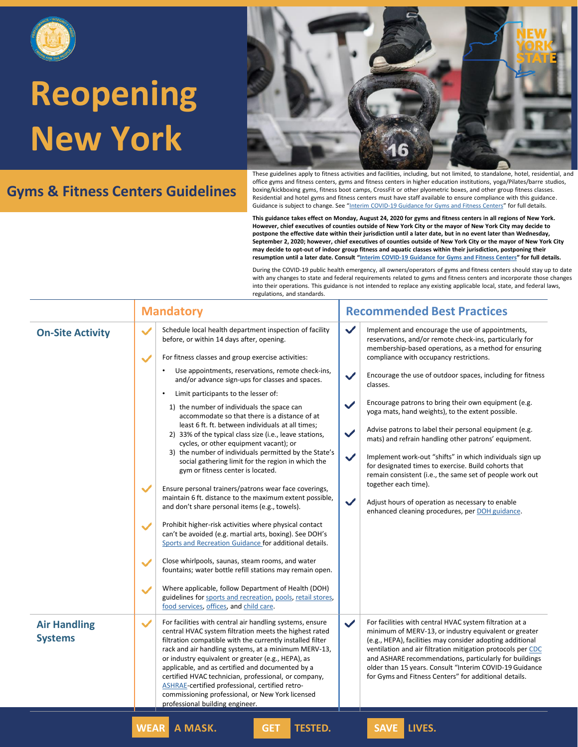# Reopening New York

## Gyms & Fitness Centers Guidelines

These guidelines apply to fitness activities and facilities, including, but not limited, to standalone, hotel, residential, and office gyms and fitness centers, gyms and fitness centers in higher education institutions, yoga/Pilates/barre studios, boxing/kickboxing gyms, fitness boot camps, CrossFit or other plyometric boxes, and other group fitness classes. Residential and hotel gyms and fitness centers must have staff available to ensure compliance with this guidance. Guidance is subject to change. See "Interim COVID-19 Guidance for Gyms and Fitness Centers" for full details.

**This guidance takes effect on Monday, August 24, 2020 for gyms and fitness centers in all regions of New York. However, chief executives of counties outside of New York City or the mayor of New York City may decide to postpone the effective date within their jurisdiction until a later date, but in no event later than Wednesday, September 2, 2020; however, chief executives of counties outside of New York City or the mayor of New York City may decide to opt-out of indoor group fitness and aquatic classes within their jurisdiction, postponing their resumption until a later date. Consult "Interim COVID-19 Guidance for Gyms and Fitness Centers" for full details.**

During the COVID-19 public health emergency, all owners/operators of gyms and fitness centers should stay up to date with any changes to state and federal requirements related to gyms and fitness centers and incorporate those changes into their operations. This guidance is not intended to replace any existing applicable local, state, and federal laws, regulations, and standards.

| | Mandatory | Recommended Best Practices |
|---|---|---|
| **On-Site Activity** | ✔ Schedule local health department inspection of facility before, or within 14 days after, opening.<br><br>✔ For fitness classes and group exercise activities:<br>• Use appointments, reservations, remote check-ins, and/or advance sign-ups for classes and spaces.<br>• Limit participants to the lesser of:<br>1) the number of individuals the space can accommodate so that there is a distance of at least 6 ft. ft. between individuals at all times;<br>2) 33% of the typical class size (i.e., leave stations, cycles, or other equipment vacant); or<br>3) the number of individuals permitted by the State's social gathering limit for the region in which the gym or fitness center is located.<br><br>✔ Ensure personal trainers/patrons wear face coverings, maintain 6 ft. distance to the maximum extent possible, and don't share personal items (e.g., towels).<br><br>✔ Prohibit higher-risk activities where physical contact can't be avoided (e.g. martial arts, boxing). See DOH's Sports and Recreation Guidance for additional details.<br><br>✔ Close whirlpools, saunas, steam rooms, and water fountains; water bottle refill stations may remain open.<br><br>✔ Where applicable, follow Department of Health (DOH) guidelines for sports and recreation, pools, retail stores, food services, offices, and child care. | ✔ Implement and encourage the use of appointments, reservations, and/or remote check-ins, particularly for membership-based operations, as a method for ensuring compliance with occupancy restrictions.<br><br>✔ Encourage the use of outdoor spaces, including for fitness classes.<br><br>✔ Encourage patrons to bring their own equipment (e.g. yoga mats, hand weights), to the extent possible.<br><br>✔ Advise patrons to label their personal equipment (e.g. mats) and refrain handling other patrons' equipment.<br><br>✔ Implement work-out "shifts" in which individuals sign up for designated times to exercise. Build cohorts that remain consistent (i.e., the same set of people work out together each time).<br><br>✔ Adjust hours of operation as necessary to enable enhanced cleaning procedures, per DOH guidance. |
| **Air Handling Systems** | ✔ For facilities with central air handling systems, ensure central HVAC system filtration meets the highest rated filtration compatible with the currently installed filter rack and air handling systems, at a minimum MERV-13, or industry equivalent or greater (e.g., HEPA), as applicable, and as certified and documented by a certified HVAC technician, professional, or company, ASHRAE-certified professional, certified retro-commissioning professional, or New York licensed professional building engineer. | ✔ For facilities with central HVAC system filtration at a minimum of MERV-13, or industry equivalent or greater (e.g., HEPA), facilities may consider adopting additional ventilation and air filtration mitigation protocols per CDC and ASHARE recommendations, particularly for buildings older than 15 years. Consult "Interim COVID-19 Guidance for Gyms and Fitness Centers" for additional details. |

WEAR A MASK. GET TESTED. SAVE LIVES.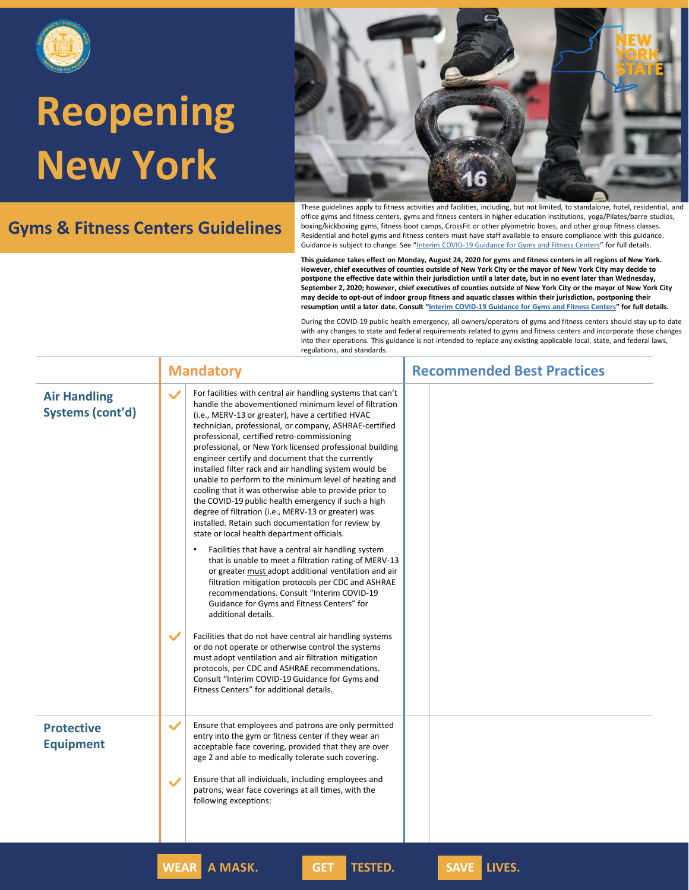# Reopening New York

## Gyms & Fitness Centers Guidelines

These guidelines apply to fitness activities and facilities, including, but not limited, to standalone, hotel, residential, and office gyms and fitness centers, gyms and fitness centers in higher education institutions, yoga/Pilates/barre studios, boxing/kickboxing gyms, fitness boot camps, CrossFit or other plyometric boxes, and other group fitness classes. Residential and hotel gyms and fitness centers must have staff available to ensure compliance with this guidance. Guidance is subject to change. See "Interim COVID-19 Guidance for Gyms and Fitness Centers" for full details.

**This guidance takes effect on Monday, August 24, 2020 for gyms and fitness centers in all regions of New York. However, chief executives of counties outside of New York City or the mayor of New York City may decide to postpone the effective date within their jurisdiction until a later date, but in no event later than Wednesday, September 2, 2020; however, chief executives of counties outside of New York City or the mayor of New York City may decide to opt-out of indoor group fitness and aquatic classes within their jurisdiction, postponing their resumption until a later date. Consult "Interim COVID-19 Guidance for Gyms and Fitness Centers" for full details.**

During the COVID-19 public health emergency, all owners/operators of gyms and fitness centers should stay up to date with any changes to state and federal requirements related to gyms and fitness centers and incorporate those changes into their operations. This guidance is not intended to replace any existing applicable local, state, and federal laws, regulations, and standards.

| | Mandatory | Recommended Best Practices |
|---|---|---|
| **Air Handling Systems (cont'd)** | ✔ For facilities with central air handling systems that can't handle the abovementioned minimum level of filtration (i.e., MERV-13 or greater), have a certified HVAC technician, professional, or company, ASHRAE-certified professional, certified retro-commissioning professional, or New York licensed professional building engineer certify and document that the currently installed filter rack and air handling system would be unable to perform to the minimum level of heating and cooling that it was otherwise able to provide prior to the COVID-19 public health emergency if such a high degree of filtration (i.e., MERV-13 or greater) was installed. Retain such documentation for review by state or local health department officials.<br>• Facilities that have a central air handling system that is unable to meet a filtration rating of MERV-13 or greater must adopt additional ventilation and air filtration mitigation protocols per CDC and ASHRAE recommendations. Consult "Interim COVID-19 Guidance for Gyms and Fitness Centers" for additional details.<br><br>✔ Facilities that do not have central air handling systems or do not operate or otherwise control the systems must adopt ventilation and air filtration mitigation protocols, per CDC and ASHRAE recommendations. Consult "Interim COVID-19 Guidance for Gyms and Fitness Centers" for additional details. | |
| **Protective Equipment** | ✔ Ensure that employees and patrons are only permitted entry into the gym or fitness center if they wear an acceptable face covering, provided that they are over age 2 and able to medically tolerate such covering.<br><br>✔ Ensure that all individuals, including employees and patrons, wear face coverings at all times, with the following exceptions: | |

WEAR A MASK. GET TESTED. SAVE LIVES.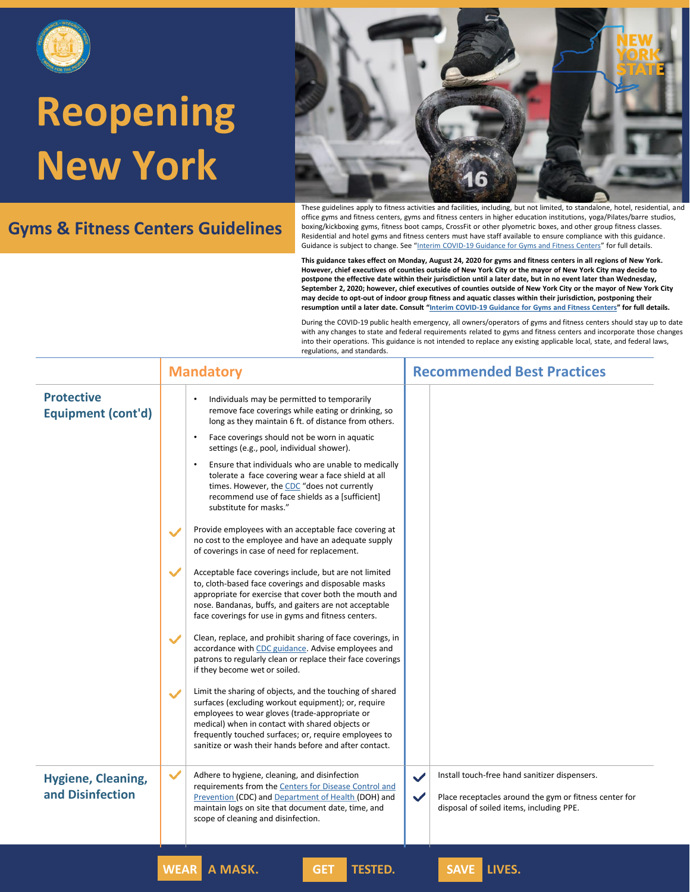# Reopening New York

## Gyms & Fitness Centers Guidelines

These guidelines apply to fitness activities and facilities, including, but not limited, to standalone, hotel, residential, and office gyms and fitness centers, gyms and fitness centers in higher education institutions, yoga/Pilates/barre studios, boxing/kickboxing gyms, fitness boot camps, CrossFit or other plyometric boxes, and other group fitness classes. Residential and hotel gyms and fitness centers must have staff available to ensure compliance with this guidance. Guidance is subject to change. See "Interim COVID-19 Guidance for Gyms and Fitness Centers" for full details.

**This guidance takes effect on Monday, August 24, 2020 for gyms and fitness centers in all regions of New York. However, chief executives of counties outside of New York City or the mayor of New York City may decide to postpone the effective date within their jurisdiction until a later date, but in no event later than Wednesday, September 2, 2020; however, chief executives of counties outside of New York City or the mayor of New York City may decide to opt-out of indoor group fitness and aquatic classes within their jurisdiction, postponing their resumption until a later date. Consult "Interim COVID-19 Guidance for Gyms and Fitness Centers" for full details.**

During the COVID-19 public health emergency, all owners/operators of gyms and fitness centers should stay up to date with any changes to state and federal requirements related to gyms and fitness centers and incorporate those changes into their operations. This guidance is not intended to replace any existing applicable local, state, and federal laws, regulations, and standards.

| | Mandatory | Recommended Best Practices |
|---|---|---|
| **Protective Equipment (cont'd)** | • Individuals may be permitted to temporarily remove face coverings while eating or drinking, so long as they maintain 6 ft. of distance from others.<br>• Face coverings should not be worn in aquatic settings (e.g., pool, individual shower).<br>• Ensure that individuals who are unable to medically tolerate a face covering wear a face shield at all times. However, the CDC "does not currently recommend use of face shields as a [sufficient] substitute for masks."<br>✓ Provide employees with an acceptable face covering at no cost to the employee and have an adequate supply of coverings in case of need for replacement.<br>✓ Acceptable face coverings include, but are not limited to, cloth-based face coverings and disposable masks appropriate for exercise that cover both the mouth and nose. Bandanas, buffs, and gaiters are not acceptable face coverings for use in gyms and fitness centers.<br>✓ Clean, replace, and prohibit sharing of face coverings, in accordance with CDC guidance. Advise employees and patrons to regularly clean or replace their face coverings if they become wet or soiled.<br>✓ Limit the sharing of objects, and the touching of shared surfaces (excluding workout equipment); or, require employees to wear gloves (trade-appropriate or medical) when in contact with shared objects or frequently touched surfaces; or, require employees to sanitize or wash their hands before and after contact. | |
| **Hygiene, Cleaning, and Disinfection** | ✓ Adhere to hygiene, cleaning, and disinfection requirements from the Centers for Disease Control and Prevention (CDC) and Department of Health (DOH) and maintain logs on site that document date, time, and scope of cleaning and disinfection. | ✓ Install touch-free hand sanitizer dispensers.<br>✓ Place receptacles around the gym or fitness center for disposal of soiled items, including PPE. |

WEAR A MASK. GET TESTED. SAVE LIVES.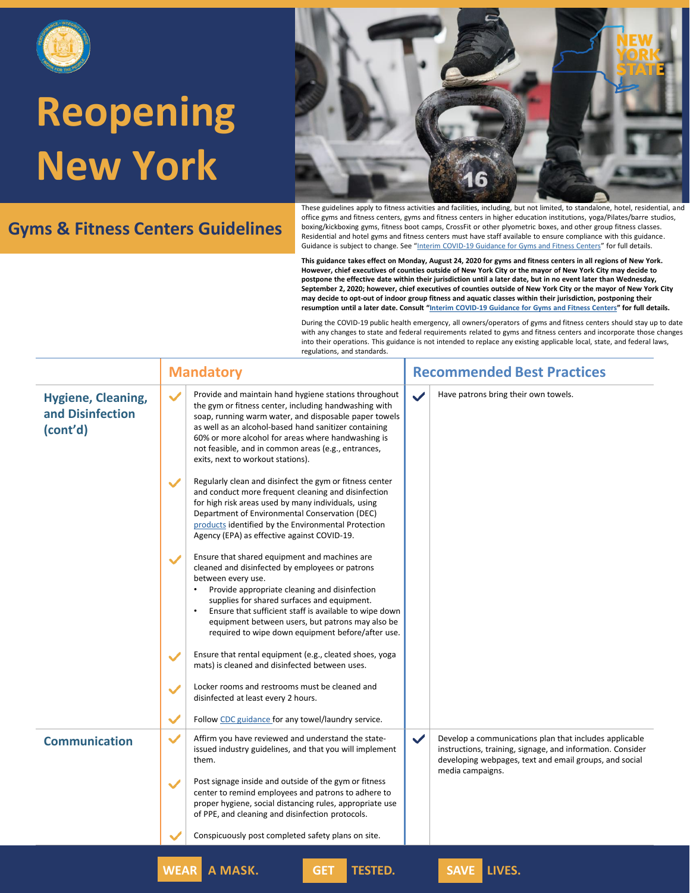# Reopening New York

## Gyms & Fitness Centers Guidelines

These guidelines apply to fitness activities and facilities, including, but not limited, to standalone, hotel, residential, and office gyms and fitness centers, gyms and fitness centers in higher education institutions, yoga/Pilates/barre studios, boxing/kickboxing gyms, fitness boot camps, CrossFit or other plyometric boxes, and other group fitness classes. Residential and hotel gyms and fitness centers must have staff available to ensure compliance with this guidance. Guidance is subject to change. See "Interim COVID-19 Guidance for Gyms and Fitness Centers" for full details.

**This guidance takes effect on Monday, August 24, 2020 for gyms and fitness centers in all regions of New York. However, chief executives of counties outside of New York City or the mayor of New York City may decide to postpone the effective date within their jurisdiction until a later date, but in no event later than Wednesday, September 2, 2020; however, chief executives of counties outside of New York City or the mayor of New York City may decide to opt-out of indoor group fitness and aquatic classes within their jurisdiction, postponing their resumption until a later date. Consult "Interim COVID-19 Guidance for Gyms and Fitness Centers" for full details.**

During the COVID-19 public health emergency, all owners/operators of gyms and fitness centers should stay up to date with any changes to state and federal requirements related to gyms and fitness centers and incorporate those changes into their operations. This guidance is not intended to replace any existing applicable local, state, and federal laws, regulations, and standards.

| | Mandatory | Recommended Best Practices |
|---|---|---|
| **Hygiene, Cleaning, and Disinfection (cont'd)** | ✓ Provide and maintain hand hygiene stations throughout the gym or fitness center, including handwashing with soap, running warm water, and disposable paper towels as well as an alcohol-based hand sanitizer containing 60% or more alcohol for areas where handwashing is not feasible, and in common areas (e.g., entrances, exits, next to workout stations).<br><br>✓ Regularly clean and disinfect the gym or fitness center and conduct more frequent cleaning and disinfection for high risk areas used by many individuals, using Department of Environmental Conservation (DEC) products identified by the Environmental Protection Agency (EPA) as effective against COVID-19.<br><br>✓ Ensure that shared equipment and machines are cleaned and disinfected by employees or patrons between every use.<br>• Provide appropriate cleaning and disinfection supplies for shared surfaces and equipment.<br>• Ensure that sufficient staff is available to wipe down equipment between users, but patrons may also be required to wipe down equipment before/after use.<br><br>✓ Ensure that rental equipment (e.g., cleated shoes, yoga mats) is cleaned and disinfected between uses.<br><br>✓ Locker rooms and restrooms must be cleaned and disinfected at least every 2 hours.<br><br>✓ Follow CDC guidance for any towel/laundry service. | ✓ Have patrons bring their own towels. |
| **Communication** | ✓ Affirm you have reviewed and understand the state-issued industry guidelines, and that you will implement them.<br><br>✓ Post signage inside and outside of the gym or fitness center to remind employees and patrons to adhere to proper hygiene, social distancing rules, appropriate use of PPE, and cleaning and disinfection protocols.<br><br>✓ Conspicuously post completed safety plans on site. | ✓ Develop a communications plan that includes applicable instructions, training, signage, and information. Consider developing webpages, text and email groups, and social media campaigns. |

WEAR A MASK. GET TESTED. SAVE LIVES.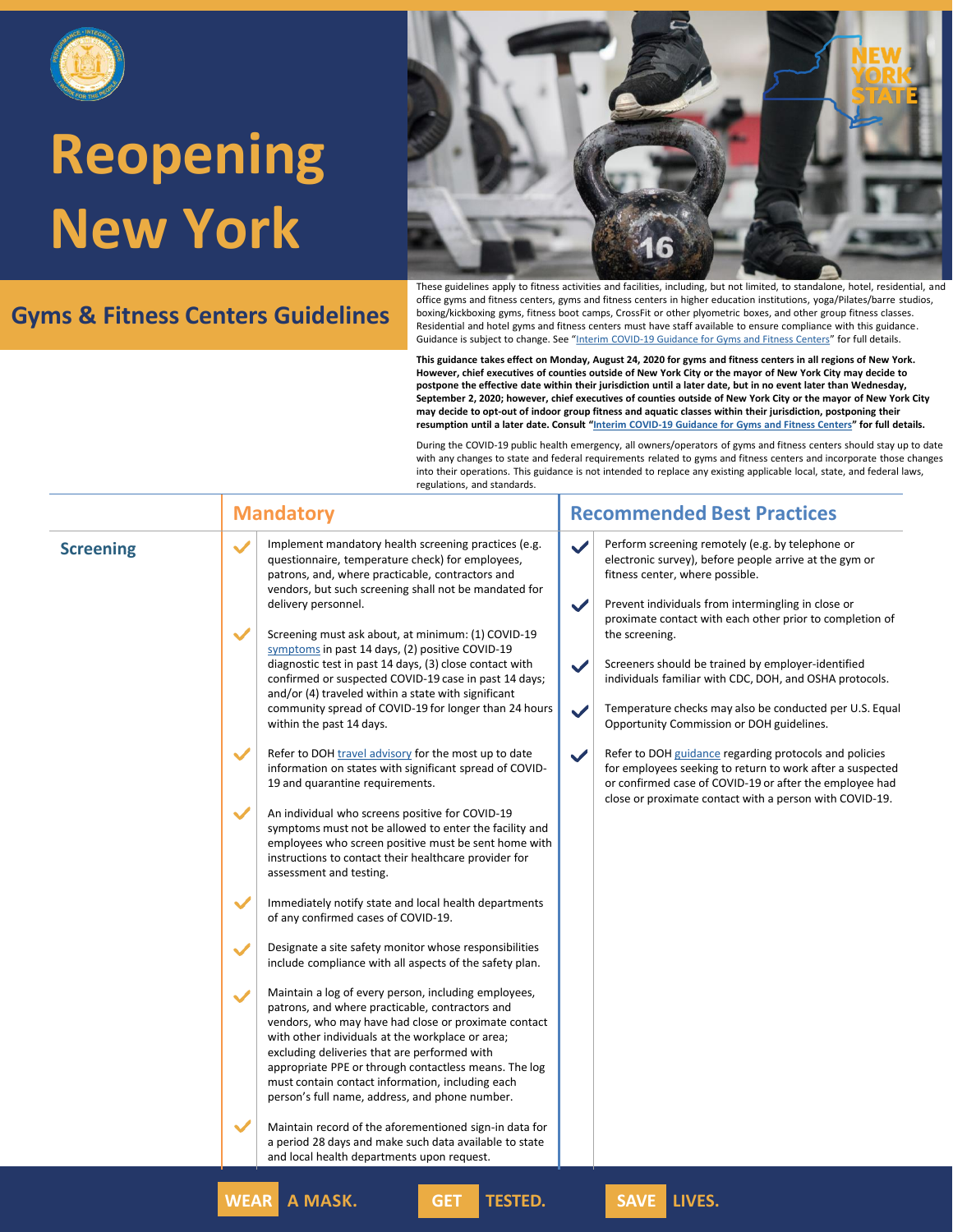# Reopening New York

## Gyms & Fitness Centers Guidelines

These guidelines apply to fitness activities and facilities, including, but not limited, to standalone, hotel, residential, and office gyms and fitness centers, gyms and fitness centers in higher education institutions, yoga/Pilates/barre studios, boxing/kickboxing gyms, fitness boot camps, CrossFit or other plyometric boxes, and other group fitness classes. Residential and hotel gyms and fitness centers must have staff available to ensure compliance with this guidance. Guidance is subject to change. See "Interim COVID-19 Guidance for Gyms and Fitness Centers" for full details.

**This guidance takes effect on Monday, August 24, 2020 for gyms and fitness centers in all regions of New York. However, chief executives of counties outside of New York City or the mayor of New York City may decide to postpone the effective date within their jurisdiction until a later date, but in no event later than Wednesday, September 2, 2020; however, chief executives of counties outside of New York City or the mayor of New York City may decide to opt-out of indoor group fitness and aquatic classes within their jurisdiction, postponing their resumption until a later date. Consult "Interim COVID-19 Guidance for Gyms and Fitness Centers" for full details.**

During the COVID-19 public health emergency, all owners/operators of gyms and fitness centers should stay up to date with any changes to state and federal requirements related to gyms and fitness centers and incorporate those changes into their operations. This guidance is not intended to replace any existing applicable local, state, and federal laws, regulations, and standards.

| | Mandatory | Recommended Best Practices |
|---|---|---|
| **Screening** | ✓ Implement mandatory health screening practices (e.g. questionnaire, temperature check) for employees, patrons, and, where practicable, contractors and vendors, but such screening shall not be mandated for delivery personnel.<br><br>✓ Screening must ask about, at minimum: (1) COVID-19 symptoms in past 14 days, (2) positive COVID-19 diagnostic test in past 14 days, (3) close contact with confirmed or suspected COVID-19 case in past 14 days; and/or (4) traveled within a state with significant community spread of COVID-19 for longer than 24 hours within the past 14 days.<br><br>✓ Refer to DOH travel advisory for the most up to date information on states with significant spread of COVID-19 and quarantine requirements.<br><br>✓ An individual who screens positive for COVID-19 symptoms must not be allowed to enter the facility and employees who screen positive must be sent home with instructions to contact their healthcare provider for assessment and testing.<br><br>✓ Immediately notify state and local health departments of any confirmed cases of COVID-19.<br><br>✓ Designate a site safety monitor whose responsibilities include compliance with all aspects of the safety plan.<br><br>✓ Maintain a log of every person, including employees, patrons, and where practicable, contractors and vendors, who may have had close or proximate contact with other individuals at the workplace or area; excluding deliveries that are performed with appropriate PPE or through contactless means. The log must contain contact information, including each person's full name, address, and phone number.<br><br>✓ Maintain record of the aforementioned sign-in data for a period 28 days and make such data available to state and local health departments upon request. | ✓ Perform screening remotely (e.g. by telephone or electronic survey), before people arrive at the gym or fitness center, where possible.<br><br>✓ Prevent individuals from intermingling in close or proximate contact with each other prior to completion of the screening.<br><br>✓ Screeners should be trained by employer-identified individuals familiar with CDC, DOH, and OSHA protocols.<br><br>✓ Temperature checks may also be conducted per U.S. Equal Opportunity Commission or DOH guidelines.<br><br>✓ Refer to DOH guidance regarding protocols and policies for employees seeking to return to work after a suspected or confirmed case of COVID-19 or after the employee had close or proximate contact with a person with COVID-19. |

WEAR A MASK. GET TESTED. SAVE LIVES.